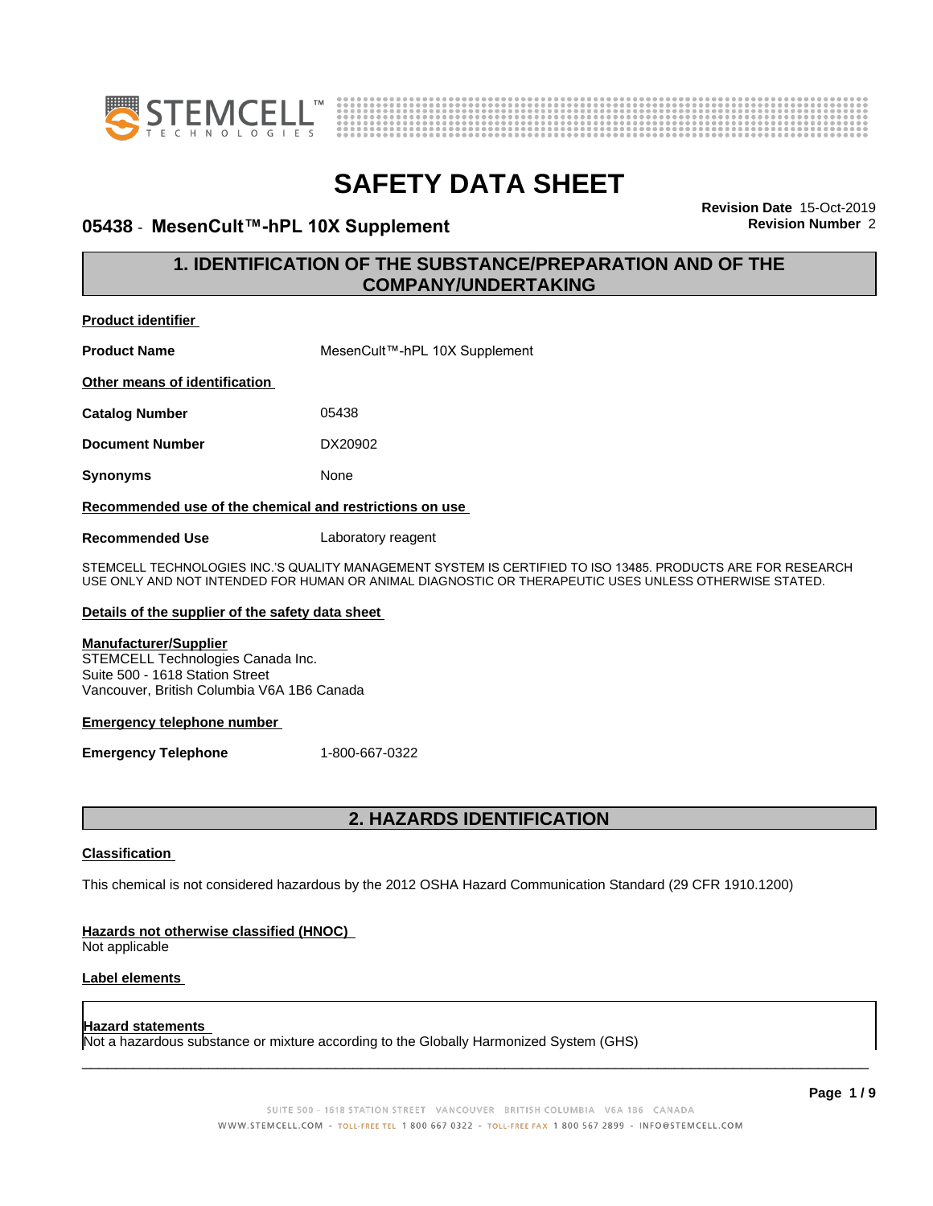# SAFETY DATA SHEET

**05438 - MesenCult™-hPL 10X Supplement**

**Revision Date** 15-Oct-2019
**Revision Number** 2

## 1. IDENTIFICATION OF THE SUBSTANCE/PREPARATION AND OF THE COMPANY/UNDERTAKING

**Product identifier**

| | |
|---|---|
| **Product Name** | MesenCult™-hPL 10X Supplement |

**Other means of identification**

| | |
|---|---|
| **Catalog Number** | 05438 |
| **Document Number** | DX20902 |
| **Synonyms** | None |

**Recommended use of the chemical and restrictions on use**

| | |
|---|---|
| **Recommended Use** | Laboratory reagent |

STEMCELL TECHNOLOGIES INC.'S QUALITY MANAGEMENT SYSTEM IS CERTIFIED TO ISO 13485. PRODUCTS ARE FOR RESEARCH USE ONLY AND NOT INTENDED FOR HUMAN OR ANIMAL DIAGNOSTIC OR THERAPEUTIC USES UNLESS OTHERWISE STATED.

**Details of the supplier of the safety data sheet**

**Manufacturer/Supplier**
STEMCELL Technologies Canada Inc.
Suite 500 - 1618 Station Street
Vancouver, British Columbia V6A 1B6 Canada

**Emergency telephone number**

| | |
|---|---|
| **Emergency Telephone** | 1-800-667-0322 |

## 2. HAZARDS IDENTIFICATION

**Classification**

This chemical is not considered hazardous by the 2012 OSHA Hazard Communication Standard (29 CFR 1910.1200)

**Hazards not otherwise classified (HNOC)**
Not applicable

**Label elements**

**Hazard statements**
Not a hazardous substance or mixture according to the Globally Harmonized System (GHS)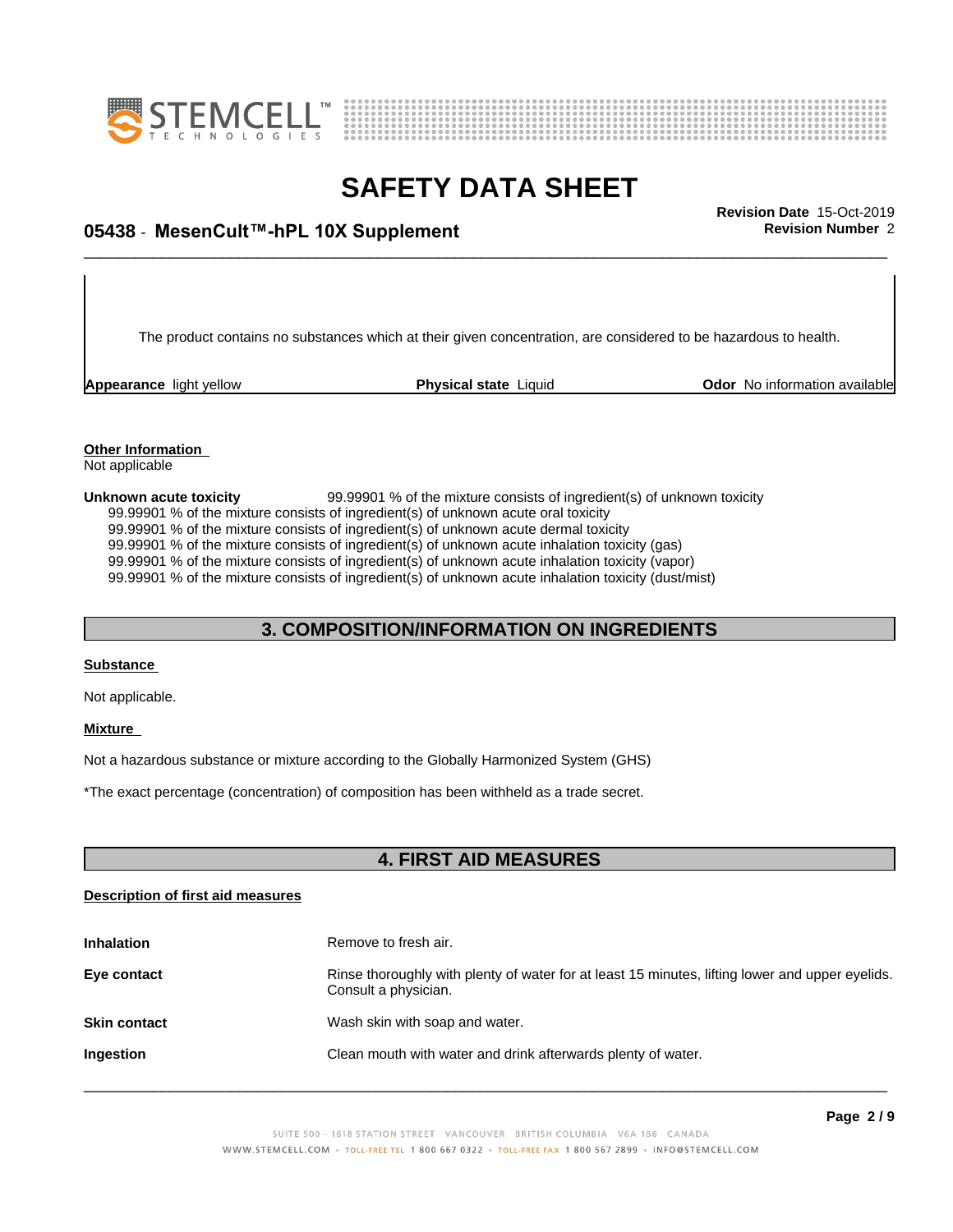The product contains no substances which at their given concentration, are considered to be hazardous to health.

**Appearance** light yellow | **Physical state** Liquid | **Odor** No information available

**Other Information**
Not applicable

**Unknown acute toxicity** 99.99901 % of the mixture consists of ingredient(s) of unknown toxicity
99.99901 % of the mixture consists of ingredient(s) of unknown acute oral toxicity
99.99901 % of the mixture consists of ingredient(s) of unknown acute dermal toxicity
99.99901 % of the mixture consists of ingredient(s) of unknown acute inhalation toxicity (gas)
99.99901 % of the mixture consists of ingredient(s) of unknown acute inhalation toxicity (vapor)
99.99901 % of the mixture consists of ingredient(s) of unknown acute inhalation toxicity (dust/mist)

## 3. COMPOSITION/INFORMATION ON INGREDIENTS

**Substance**

Not applicable.

**Mixture**

Not a hazardous substance or mixture according to the Globally Harmonized System (GHS)

*The exact percentage (concentration) of composition has been withheld as a trade secret.

## 4. FIRST AID MEASURES

**Description of first aid measures**

| | |
|---|---|
| **Inhalation** | Remove to fresh air. |
| **Eye contact** | Rinse thoroughly with plenty of water for at least 15 minutes, lifting lower and upper eyelids. Consult a physician. |
| **Skin contact** | Wash skin with soap and water. |
| **Ingestion** | Clean mouth with water and drink afterwards plenty of water. |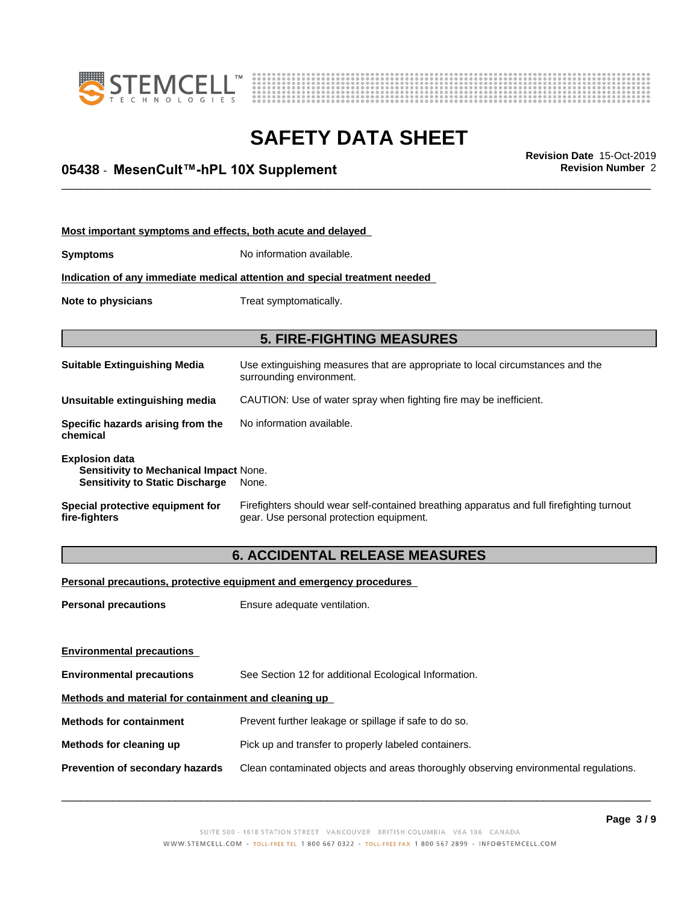**Most important symptoms and effects, both acute and delayed**

**Symptoms** No information available.

**Indication of any immediate medical attention and special treatment needed**

**Note to physicians** Treat symptomatically.

## 5. FIRE-FIGHTING MEASURES

**Suitable Extinguishing Media** Use extinguishing measures that are appropriate to local circumstances and the surrounding environment.

**Unsuitable extinguishing media** CAUTION: Use of water spray when fighting fire may be inefficient.

**Specific hazards arising from the chemical** No information available.

**Explosion data**
**Sensitivity to Mechanical Impact** None.
**Sensitivity to Static Discharge** None.

**Special protective equipment for fire-fighters** Firefighters should wear self-contained breathing apparatus and full firefighting turnout gear. Use personal protection equipment.

## 6. ACCIDENTAL RELEASE MEASURES

**Personal precautions, protective equipment and emergency procedures**

**Personal precautions** Ensure adequate ventilation.

**Environmental precautions**

**Environmental precautions** See Section 12 for additional Ecological Information.

**Methods and material for containment and cleaning up**

**Methods for containment** Prevent further leakage or spillage if safe to do so.

**Methods for cleaning up** Pick up and transfer to properly labeled containers.

**Prevention of secondary hazards** Clean contaminated objects and areas thoroughly observing environmental regulations.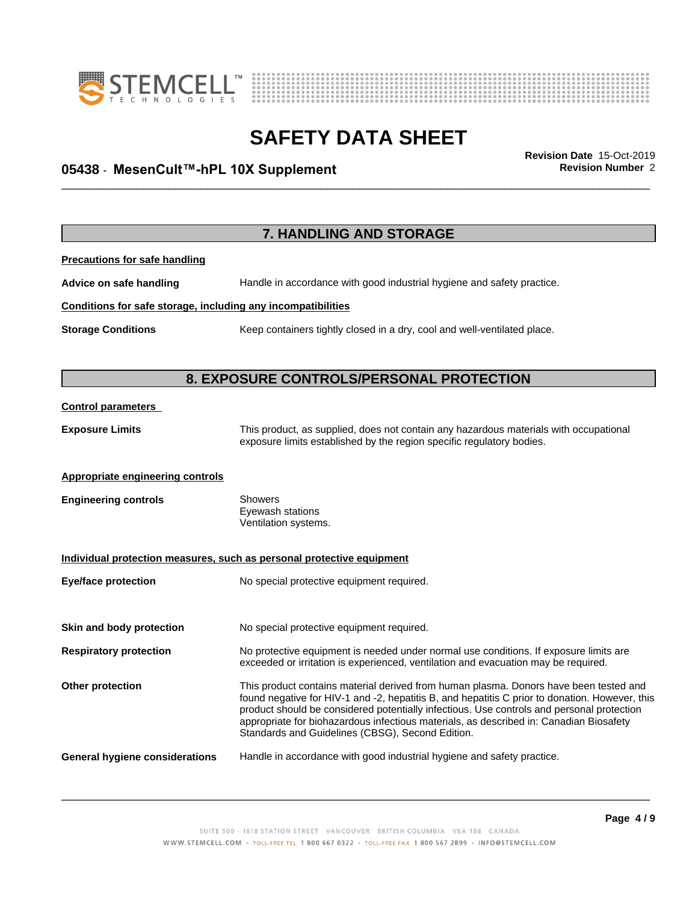## 7. HANDLING AND STORAGE

**Precautions for safe handling**

**Advice on safe handling** Handle in accordance with good industrial hygiene and safety practice.

**Conditions for safe storage, including any incompatibilities**

**Storage Conditions** Keep containers tightly closed in a dry, cool and well-ventilated place.

## 8. EXPOSURE CONTROLS/PERSONAL PROTECTION

**Control parameters**

**Exposure Limits** This product, as supplied, does not contain any hazardous materials with occupational exposure limits established by the region specific regulatory bodies.

**Appropriate engineering controls**

**Engineering controls** Showers
Eyewash stations
Ventilation systems.

**Individual protection measures, such as personal protective equipment**

**Eye/face protection** No special protective equipment required.

**Skin and body protection** No special protective equipment required.

**Respiratory protection** No protective equipment is needed under normal use conditions. If exposure limits are exceeded or irritation is experienced, ventilation and evacuation may be required.

**Other protection** This product contains material derived from human plasma. Donors have been tested and found negative for HIV-1 and -2, hepatitis B, and hepatitis C prior to donation. However, this product should be considered potentially infectious. Use controls and personal protection appropriate for biohazardous infectious materials, as described in: Canadian Biosafety Standards and Guidelines (CBSG), Second Edition.

**General hygiene considerations** Handle in accordance with good industrial hygiene and safety practice.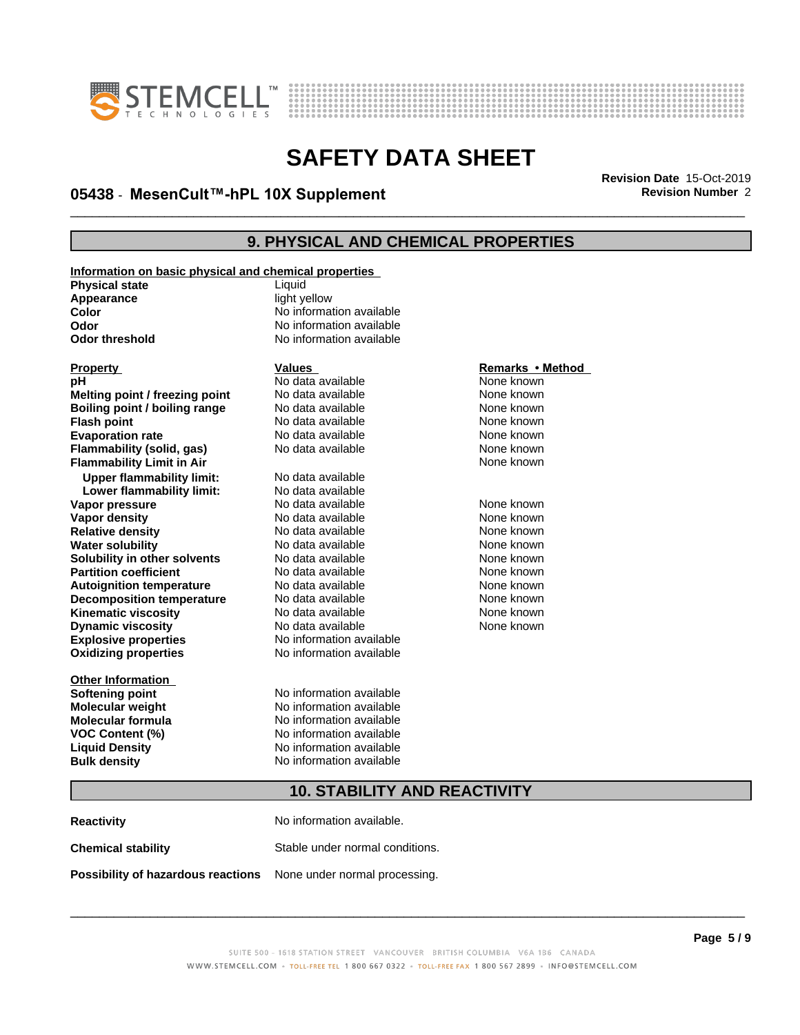## 9. PHYSICAL AND CHEMICAL PROPERTIES

**Information on basic physical and chemical properties**

| | |
|---|---|
| **Physical state** | Liquid |
| **Appearance** | light yellow |
| **Color** | No information available |
| **Odor** | No information available |
| **Odor threshold** | No information available |

| Property | Values | Remarks • Method |
|---|---|---|
| **pH** | No data available | None known |
| **Melting point / freezing point** | No data available | None known |
| **Boiling point / boiling range** | No data available | None known |
| **Flash point** | No data available | None known |
| **Evaporation rate** | No data available | None known |
| **Flammability (solid, gas)** | No data available | None known |
| **Flammability Limit in Air** | | None known |
| **Upper flammability limit:** | No data available | |
| **Lower flammability limit:** | No data available | |
| **Vapor pressure** | No data available | None known |
| **Vapor density** | No data available | None known |
| **Relative density** | No data available | None known |
| **Water solubility** | No data available | None known |
| **Solubility in other solvents** | No data available | None known |
| **Partition coefficient** | No data available | None known |
| **Autoignition temperature** | No data available | None known |
| **Decomposition temperature** | No data available | None known |
| **Kinematic viscosity** | No data available | None known |
| **Dynamic viscosity** | No data available | None known |
| **Explosive properties** | No information available | |
| **Oxidizing properties** | No information available | |

**Other Information**

| | |
|---|---|
| **Softening point** | No information available |
| **Molecular weight** | No information available |
| **Molecular formula** | No information available |
| **VOC Content (%)** | No information available |
| **Liquid Density** | No information available |
| **Bulk density** | No information available |

## 10. STABILITY AND REACTIVITY

| | |
|---|---|
| **Reactivity** | No information available. |
| **Chemical stability** | Stable under normal conditions. |
| **Possibility of hazardous reactions** | None under normal processing. |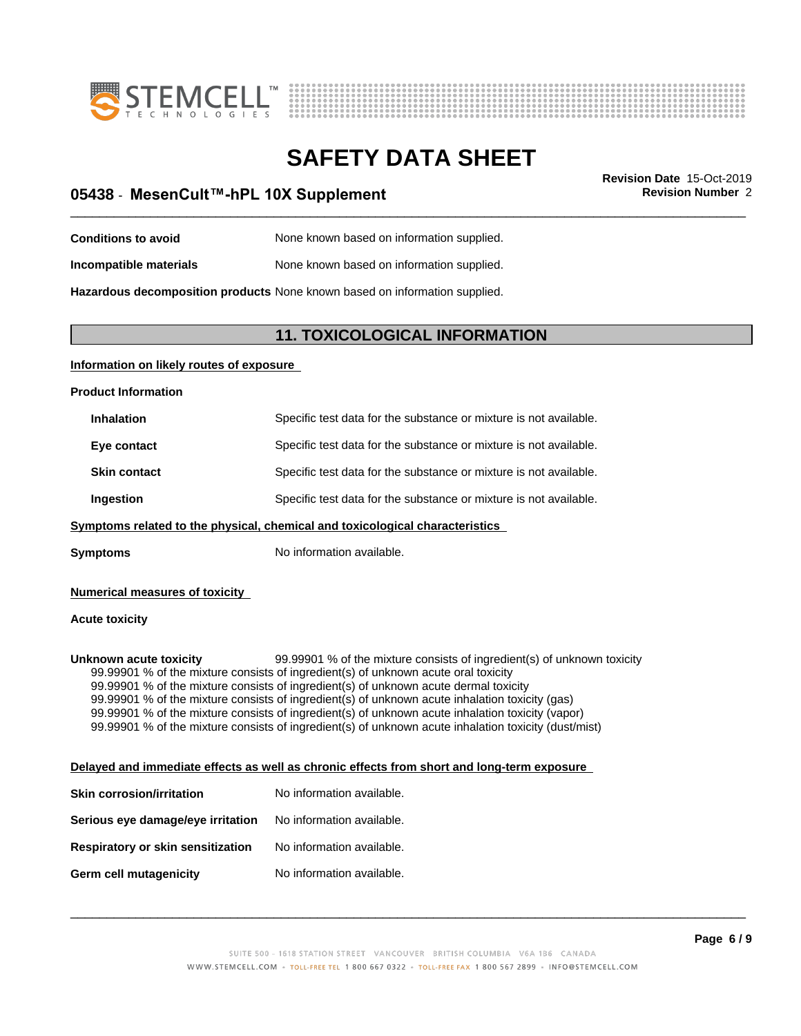**Conditions to avoid** None known based on information supplied.

**Incompatible materials** None known based on information supplied.

**Hazardous decomposition products** None known based on information supplied.

## 11. TOXICOLOGICAL INFORMATION

**Information on likely routes of exposure**

**Product Information**

| | |
|---|---|
| **Inhalation** | Specific test data for the substance or mixture is not available. |
| **Eye contact** | Specific test data for the substance or mixture is not available. |
| **Skin contact** | Specific test data for the substance or mixture is not available. |
| **Ingestion** | Specific test data for the substance or mixture is not available. |

**Symptoms related to the physical, chemical and toxicological characteristics**

**Symptoms** No information available.

**Numerical measures of toxicity**

**Acute toxicity**

**Unknown acute toxicity** 99.99901 % of the mixture consists of ingredient(s) of unknown toxicity

99.99901 % of the mixture consists of ingredient(s) of unknown acute oral toxicity
99.99901 % of the mixture consists of ingredient(s) of unknown acute dermal toxicity
99.99901 % of the mixture consists of ingredient(s) of unknown acute inhalation toxicity (gas)
99.99901 % of the mixture consists of ingredient(s) of unknown acute inhalation toxicity (vapor)
99.99901 % of the mixture consists of ingredient(s) of unknown acute inhalation toxicity (dust/mist)

**Delayed and immediate effects as well as chronic effects from short and long-term exposure**

| | |
|---|---|
| **Skin corrosion/irritation** | No information available. |
| **Serious eye damage/eye irritation** | No information available. |
| **Respiratory or skin sensitization** | No information available. |
| **Germ cell mutagenicity** | No information available. |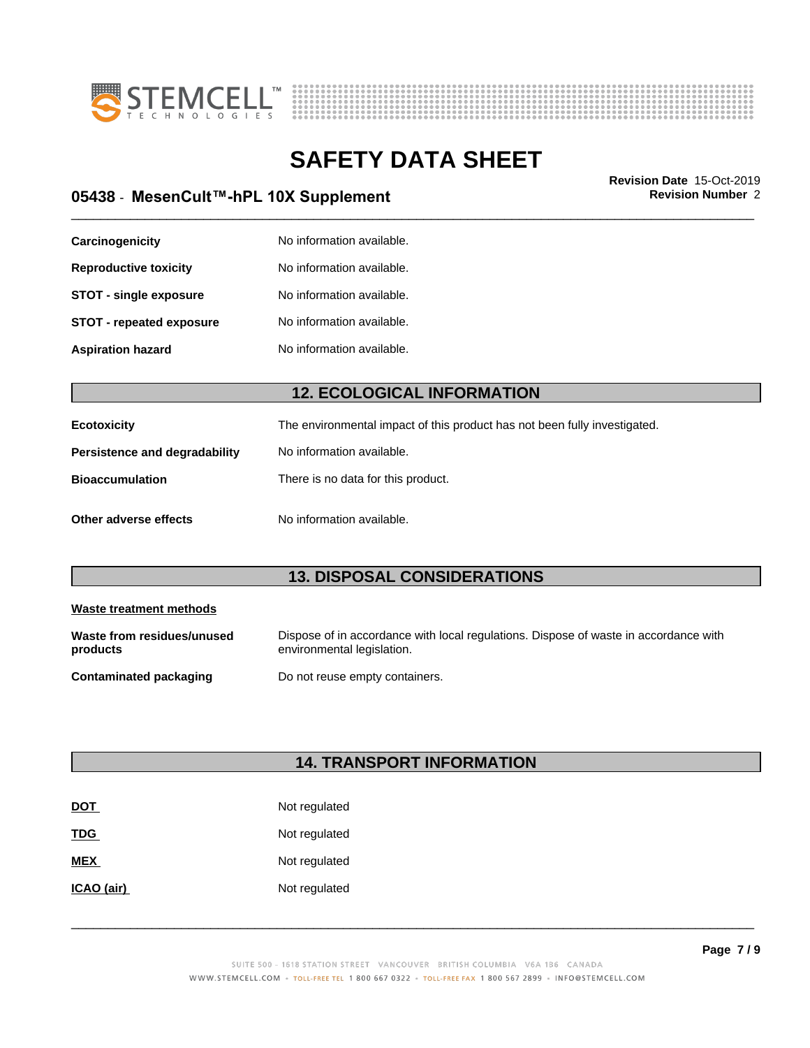| | |
|---|---|
| **Carcinogenicity** | No information available. |
| **Reproductive toxicity** | No information available. |
| **STOT - single exposure** | No information available. |
| **STOT - repeated exposure** | No information available. |
| **Aspiration hazard** | No information available. |

## 12. ECOLOGICAL INFORMATION

| | |
|---|---|
| **Ecotoxicity** | The environmental impact of this product has not been fully investigated. |
| **Persistence and degradability** | No information available. |
| **Bioaccumulation** | There is no data for this product. |
| **Other adverse effects** | No information available. |

## 13. DISPOSAL CONSIDERATIONS

**Waste treatment methods**

| | |
|---|---|
| **Waste from residues/unused products** | Dispose of in accordance with local regulations. Dispose of waste in accordance with environmental legislation. |
| **Contaminated packaging** | Do not reuse empty containers. |

## 14. TRANSPORT INFORMATION

| | |
|---|---|
| **DOT** | Not regulated |
| **TDG** | Not regulated |
| **MEX** | Not regulated |
| **ICAO (air)** | Not regulated |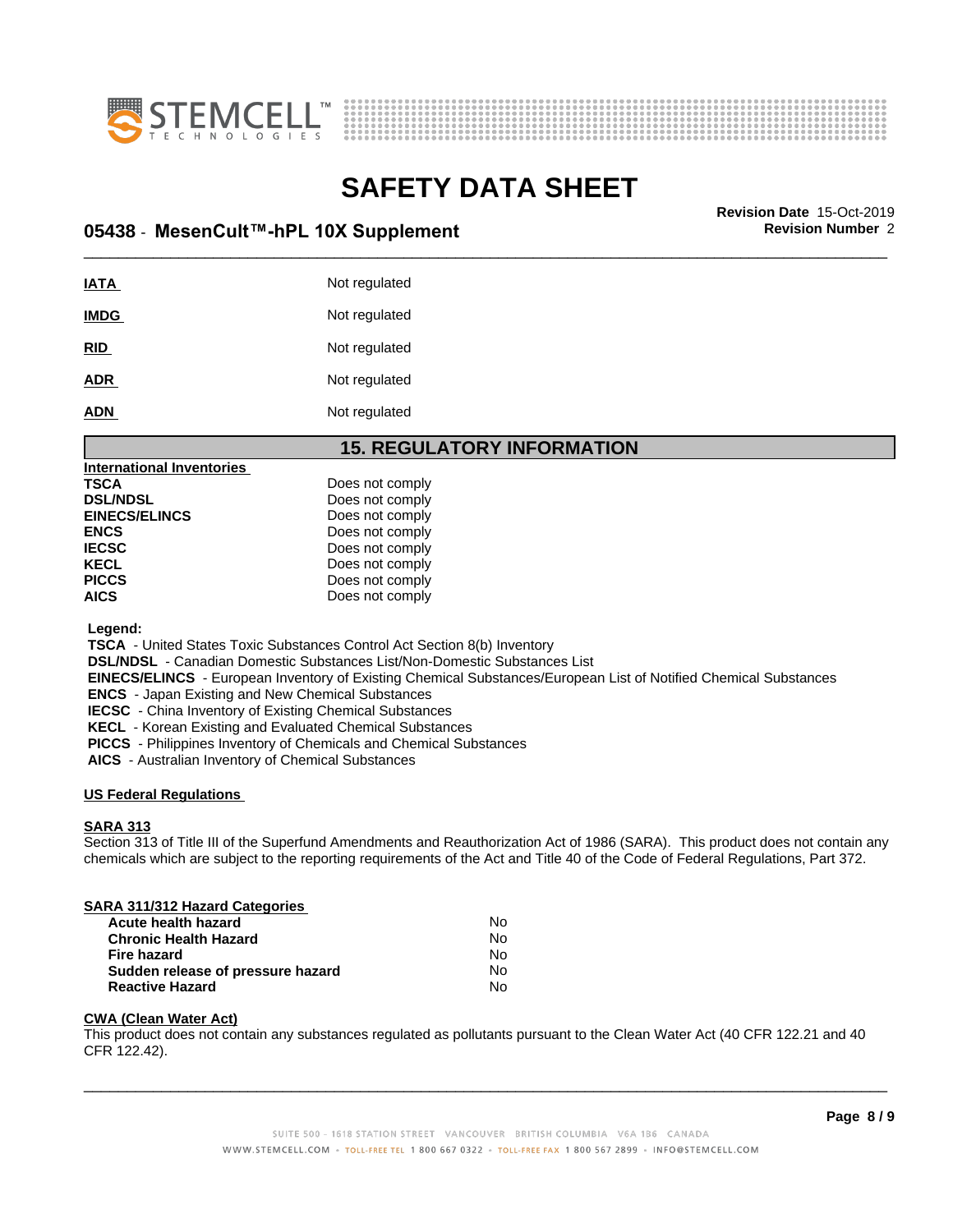**IATA** Not regulated

**IMDG** Not regulated

**RID** Not regulated

**ADR** Not regulated

**ADN** Not regulated

## 15. REGULATORY INFORMATION

**International Inventories**

| | |
|---|---|
| **TSCA** | Does not comply |
| **DSL/NDSL** | Does not comply |
| **EINECS/ELINCS** | Does not comply |
| **ENCS** | Does not comply |
| **IECSC** | Does not comply |
| **KECL** | Does not comply |
| **PICCS** | Does not comply |
| **AICS** | Does not comply |

**Legend:**

**TSCA** - United States Toxic Substances Control Act Section 8(b) Inventory
**DSL/NDSL** - Canadian Domestic Substances List/Non-Domestic Substances List
**EINECS/ELINCS** - European Inventory of Existing Chemical Substances/European List of Notified Chemical Substances
**ENCS** - Japan Existing and New Chemical Substances
**IECSC** - China Inventory of Existing Chemical Substances
**KECL** - Korean Existing and Evaluated Chemical Substances
**PICCS** - Philippines Inventory of Chemicals and Chemical Substances
**AICS** - Australian Inventory of Chemical Substances

**US Federal Regulations**

**SARA 313**

Section 313 of Title III of the Superfund Amendments and Reauthorization Act of 1986 (SARA). This product does not contain any chemicals which are subject to the reporting requirements of the Act and Title 40 of the Code of Federal Regulations, Part 372.

**SARA 311/312 Hazard Categories**

| | |
|---|---|
| **Acute health hazard** | No |
| **Chronic Health Hazard** | No |
| **Fire hazard** | No |
| **Sudden release of pressure hazard** | No |
| **Reactive Hazard** | No |

**CWA (Clean Water Act)**

This product does not contain any substances regulated as pollutants pursuant to the Clean Water Act (40 CFR 122.21 and 40 CFR 122.42).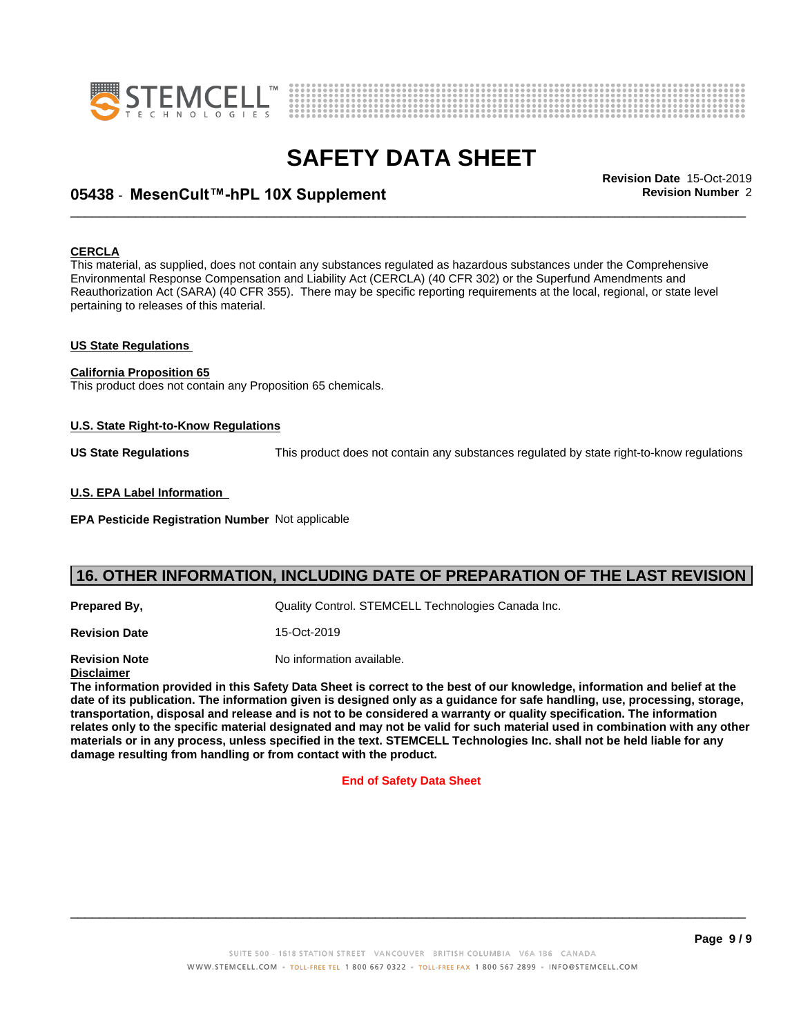**CERCLA**

This material, as supplied, does not contain any substances regulated as hazardous substances under the Comprehensive Environmental Response Compensation and Liability Act (CERCLA) (40 CFR 302) or the Superfund Amendments and Reauthorization Act (SARA) (40 CFR 355). There may be specific reporting requirements at the local, regional, or state level pertaining to releases of this material.

**US State Regulations**

**California Proposition 65**

This product does not contain any Proposition 65 chemicals.

**U.S. State Right-to-Know Regulations**

**US State Regulations** This product does not contain any substances regulated by state right-to-know regulations

**U.S. EPA Label Information**

**EPA Pesticide Registration Number** Not applicable

## 16. OTHER INFORMATION, INCLUDING DATE OF PREPARATION OF THE LAST REVISION

**Prepared By,** Quality Control. STEMCELL Technologies Canada Inc.

**Revision Date** 15-Oct-2019

**Revision Note** No information available.

**Disclaimer**

**The information provided in this Safety Data Sheet is correct to the best of our knowledge, information and belief at the date of its publication. The information given is designed only as a guidance for safe handling, use, processing, storage, transportation, disposal and release and is not to be considered a warranty or quality specification. The information relates only to the specific material designated and may not be valid for such material used in combination with any other materials or in any process, unless specified in the text. STEMCELL Technologies Inc. shall not be held liable for any damage resulting from handling or from contact with the product.**

**End of Safety Data Sheet**